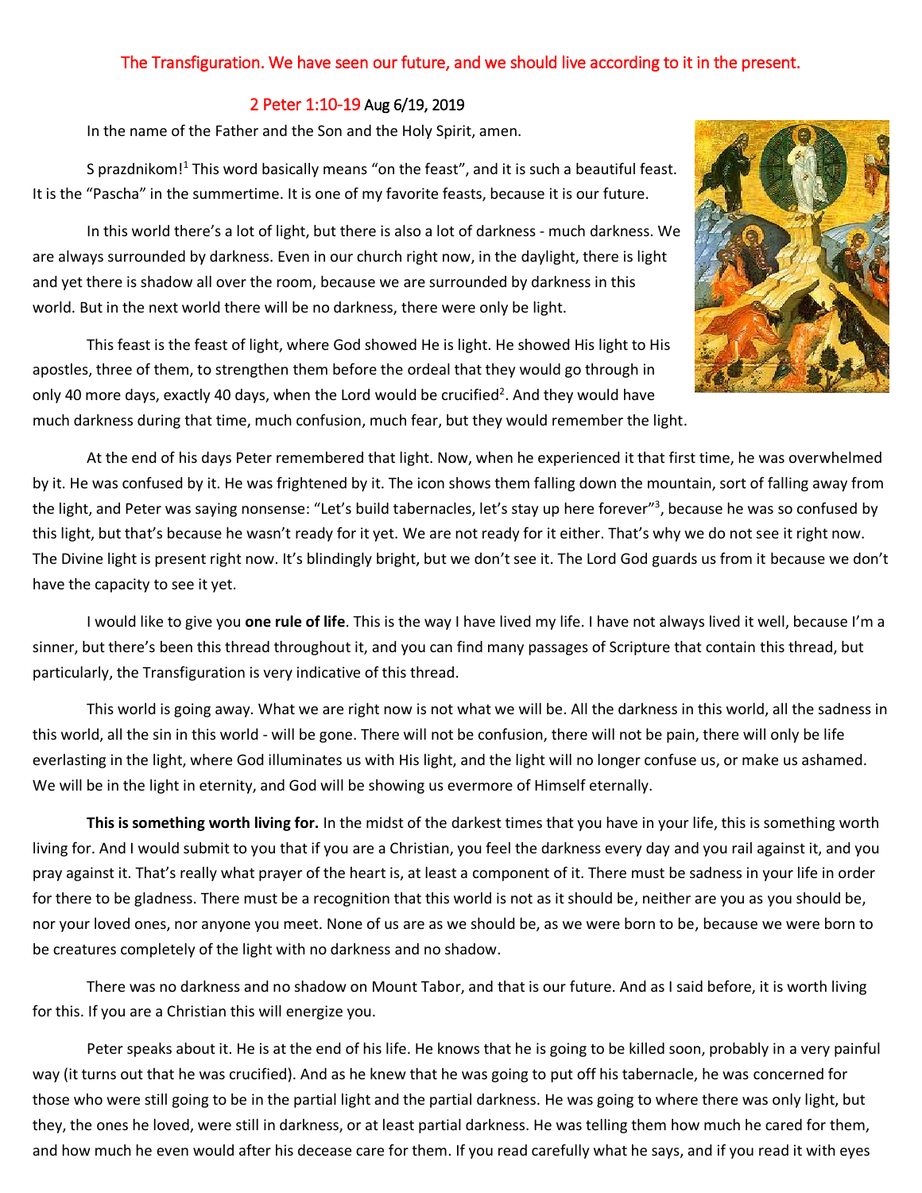# The Transfiguration. We have seen our future, and we should live according to it in the present.

2 Peter 1:10-19 Aug 6/19, 2019

In the name of the Father and the Son and the Holy Spirit, amen.

S prazdnikom![1] This word basically means "on the feast", and it is such a beautiful feast. It is the "Pascha" in the summertime. It is one of my favorite feasts, because it is our future.

In this world there's a lot of light, but there is also a lot of darkness - much darkness. We are always surrounded by darkness. Even in our church right now, in the daylight, there is light and yet there is shadow all over the room, because we are surrounded by darkness in this world. But in the next world there will be no darkness, there were only be light.

This feast is the feast of light, where God showed He is light. He showed His light to His apostles, three of them, to strengthen them before the ordeal that they would go through in only 40 more days, exactly 40 days, when the Lord would be crucified[2]. And they would have much darkness during that time, much confusion, much fear, but they would remember the light.

At the end of his days Peter remembered that light. Now, when he experienced it that first time, he was overwhelmed by it. He was confused by it. He was frightened by it. The icon shows them falling down the mountain, sort of falling away from the light, and Peter was saying nonsense: "Let's build tabernacles, let's stay up here forever"[3], because he was so confused by this light, but that's because he wasn't ready for it yet. We are not ready for it either. That's why we do not see it right now. The Divine light is present right now. It's blindingly bright, but we don't see it. The Lord God guards us from it because we don't have the capacity to see it yet.

I would like to give you **one rule of life**. This is the way I have lived my life. I have not always lived it well, because I'm a sinner, but there's been this thread throughout it, and you can find many passages of Scripture that contain this thread, but particularly, the Transfiguration is very indicative of this thread.

This world is going away. What we are right now is not what we will be. All the darkness in this world, all the sadness in this world, all the sin in this world - will be gone. There will not be confusion, there will not be pain, there will only be life everlasting in the light, where God illuminates us with His light, and the light will no longer confuse us, or make us ashamed. We will be in the light in eternity, and God will be showing us evermore of Himself eternally.

**This is something worth living for.** In the midst of the darkest times that you have in your life, this is something worth living for. And I would submit to you that if you are a Christian, you feel the darkness every day and you rail against it, and you pray against it. That's really what prayer of the heart is, at least a component of it. There must be sadness in your life in order for there to be gladness. There must be a recognition that this world is not as it should be, neither are you as you should be, nor your loved ones, nor anyone you meet. None of us are as we should be, as we were born to be, because we were born to be creatures completely of the light with no darkness and no shadow.

There was no darkness and no shadow on Mount Tabor, and that is our future. And as I said before, it is worth living for this. If you are a Christian this will energize you.

Peter speaks about it. He is at the end of his life. He knows that he is going to be killed soon, probably in a very painful way (it turns out that he was crucified). And as he knew that he was going to put off his tabernacle, he was concerned for those who were still going to be in the partial light and the partial darkness. He was going to where there was only light, but they, the ones he loved, were still in darkness, or at least partial darkness. He was telling them how much he cared for them, and how much he even would after his decease care for them. If you read carefully what he says, and if you read it with eyes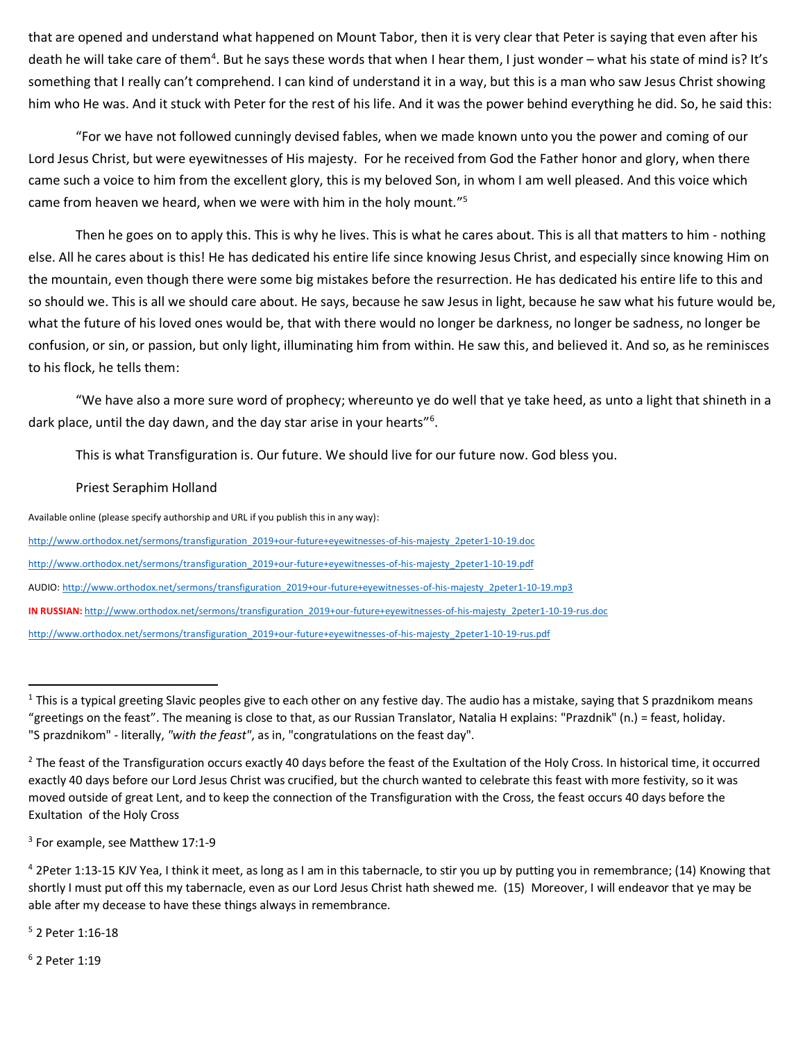that are opened and understand what happened on Mount Tabor, then it is very clear that Peter is saying that even after his death he will take care of them[4]. But he says these words that when I hear them, I just wonder – what his state of mind is? It's something that I really can't comprehend. I can kind of understand it in a way, but this is a man who saw Jesus Christ showing him who He was. And it stuck with Peter for the rest of his life. And it was the power behind everything he did. So, he said this:

"For we have not followed cunningly devised fables, when we made known unto you the power and coming of our Lord Jesus Christ, but were eyewitnesses of His majesty. For he received from God the Father honor and glory, when there came such a voice to him from the excellent glory, this is my beloved Son, in whom I am well pleased. And this voice which came from heaven we heard, when we were with him in the holy mount."[5]

Then he goes on to apply this. This is why he lives. This is what he cares about. This is all that matters to him - nothing else. All he cares about is this! He has dedicated his entire life since knowing Jesus Christ, and especially since knowing Him on the mountain, even though there were some big mistakes before the resurrection. He has dedicated his entire life to this and so should we. This is all we should care about. He says, because he saw Jesus in light, because he saw what his future would be, what the future of his loved ones would be, that with there would no longer be darkness, no longer be sadness, no longer be confusion, or sin, or passion, but only light, illuminating him from within. He saw this, and believed it. And so, as he reminisces to his flock, he tells them:

"We have also a more sure word of prophecy; whereunto ye do well that ye take heed, as unto a light that shineth in a dark place, until the day dawn, and the day star arise in your hearts"[6].

This is what Transfiguration is. Our future. We should live for our future now. God bless you.

Priest Seraphim Holland

Available online (please specify authorship and URL if you publish this in any way):

http://www.orthodox.net/sermons/transfiguration_2019+our-future+eyewitnesses-of-his-majesty_2peter1-10-19.doc

http://www.orthodox.net/sermons/transfiguration_2019+our-future+eyewitnesses-of-his-majesty_2peter1-10-19.pdf

AUDIO: http://www.orthodox.net/sermons/transfiguration_2019+our-future+eyewitnesses-of-his-majesty_2peter1-10-19.mp3

**IN RUSSIAN:** http://www.orthodox.net/sermons/transfiguration_2019+our-future+eyewitnesses-of-his-majesty_2peter1-10-19-rus.doc

http://www.orthodox.net/sermons/transfiguration_2019+our-future+eyewitnesses-of-his-majesty_2peter1-10-19-rus.pdf

---

[1] This is a typical greeting Slavic peoples give to each other on any festive day. The audio has a mistake, saying that S prazdnikom means "greetings on the feast". The meaning is close to that, as our Russian Translator, Natalia H explains: "Prazdnik" (n.) = feast, holiday. "S prazdnikom" - literally, *"with the feast"*, as in, "congratulations on the feast day".

[2] The feast of the Transfiguration occurs exactly 40 days before the feast of the Exultation of the Holy Cross. In historical time, it occurred exactly 40 days before our Lord Jesus Christ was crucified, but the church wanted to celebrate this feast with more festivity, so it was moved outside of great Lent, and to keep the connection of the Transfiguration with the Cross, the feast occurs 40 days before the Exultation of the Holy Cross

[3] For example, see Matthew 17:1-9

[4] 2Peter 1:13-15 KJV Yea, I think it meet, as long as I am in this tabernacle, to stir you up by putting you in remembrance; (14) Knowing that shortly I must put off this my tabernacle, even as our Lord Jesus Christ hath shewed me. (15) Moreover, I will endeavor that ye may be able after my decease to have these things always in remembrance.

[5] 2 Peter 1:16-18

[6] 2 Peter 1:19